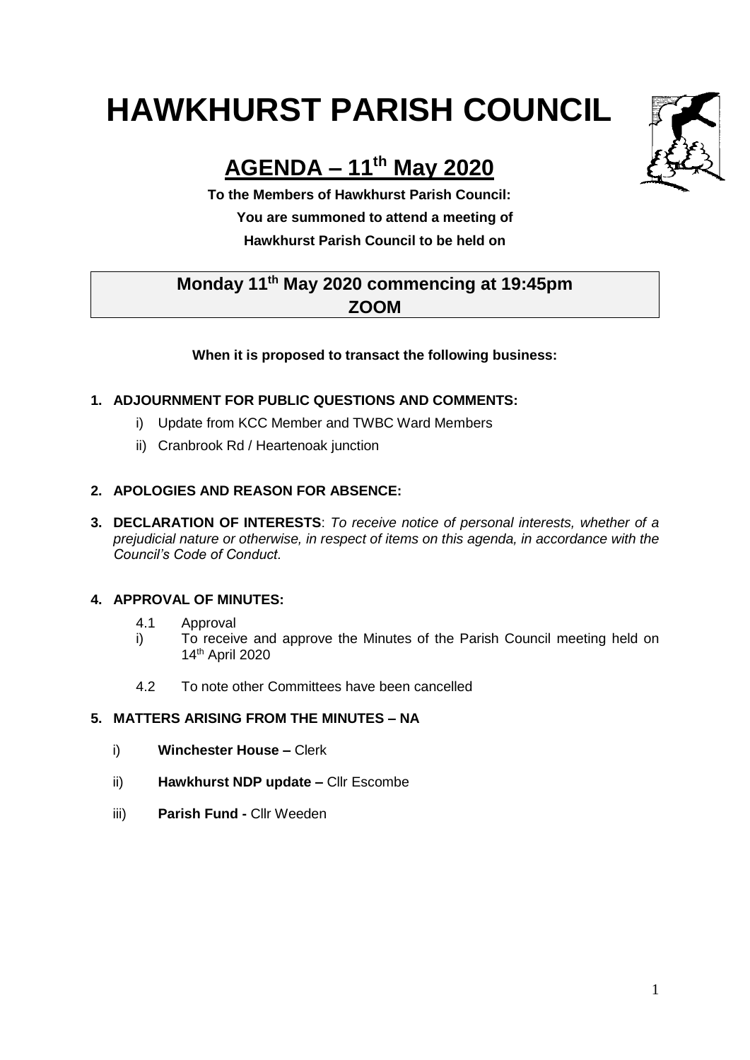# HAWKHURST PARISH COUNCIL

## AGENDA – 11th May 2020

**To the Members of Hawkhurst Parish Council:**
**You are summoned to attend a meeting of**
**Hawkhurst Parish Council to be held on**

**Monday 11th May 2020 commencing at 19:45pm**
**ZOOM**

**When it is proposed to transact the following business:**

1. **ADJOURNMENT FOR PUBLIC QUESTIONS AND COMMENTS:**
   - i) Update from KCC Member and TWBC Ward Members
   - ii) Cranbrook Rd / Heartenoak junction

2. **APOLOGIES AND REASON FOR ABSENCE:**

3. **DECLARATION OF INTERESTS**: *To receive notice of personal interests, whether of a prejudicial nature or otherwise, in respect of items on this agenda, in accordance with the Council's Code of Conduct.*

4. **APPROVAL OF MINUTES:**
   - 4.1 Approval
   - i) To receive and approve the Minutes of the Parish Council meeting held on 14th April 2020
   - 4.2 To note other Committees have been cancelled

5. **MATTERS ARISING FROM THE MINUTES – NA**
   - i) **Winchester House –** Clerk
   - ii) **Hawkhurst NDP update –** Cllr Escombe
   - iii) **Parish Fund -** Cllr Weeden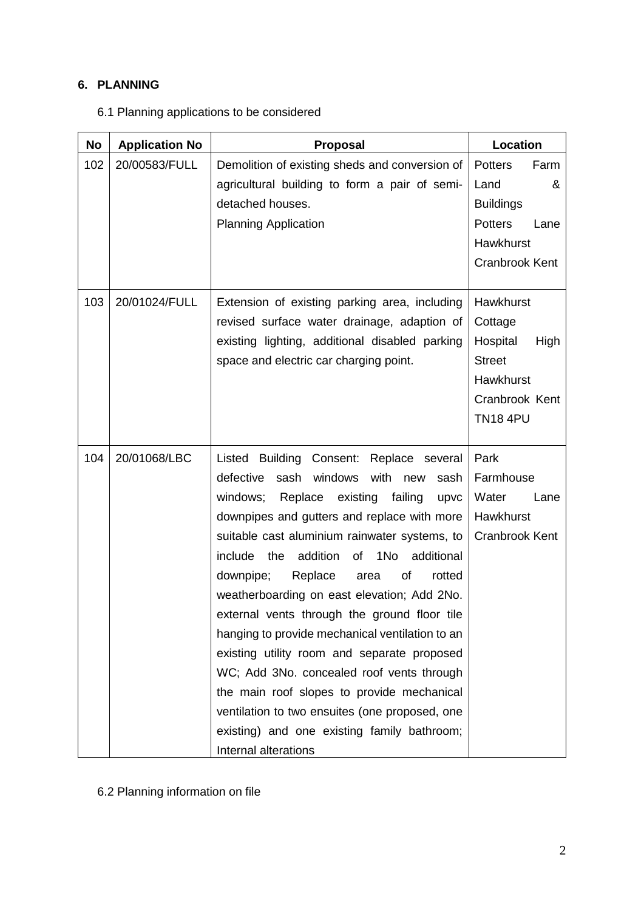## 6. PLANNING

6.1 Planning applications to be considered

| No | Application No | Proposal | Location |
|---|---|---|---|
| 102 | 20/00583/FULL | Demolition of existing sheds and conversion of agricultural building to form a pair of semi-detached houses.<br>Planning Application | Potters Farm Land & Buildings Potters Lane Hawkhurst Cranbrook Kent |
| 103 | 20/01024/FULL | Extension of existing parking area, including revised surface water drainage, adaption of existing lighting, additional disabled parking space and electric car charging point. | Hawkhurst Cottage Hospital High Street Hawkhurst Cranbrook Kent TN18 4PU |
| 104 | 20/01068/LBC | Listed Building Consent: Replace several defective sash windows with new sash windows; Replace existing failing upvc downpipes and gutters and replace with more suitable cast aluminium rainwater systems, to include the addition of 1No additional downpipe; Replace area of rotted weatherboarding on east elevation; Add 2No. external vents through the ground floor tile hanging to provide mechanical ventilation to an existing utility room and separate proposed WC; Add 3No. concealed roof vents through the main roof slopes to provide mechanical ventilation to two ensuites (one proposed, one existing) and one existing family bathroom; Internal alterations | Park Farmhouse Water Lane Hawkhurst Cranbrook Kent |

6.2 Planning information on file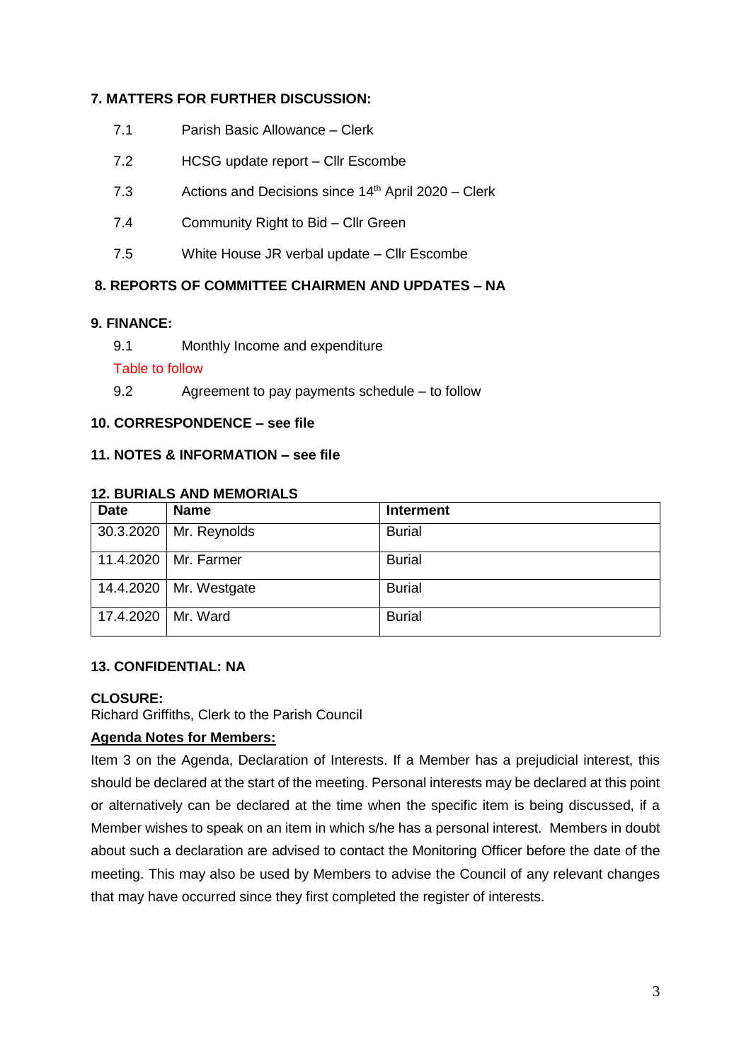**7. MATTERS FOR FURTHER DISCUSSION:**

7.1 Parish Basic Allowance – Clerk

7.2 HCSG update report – Cllr Escombe

7.3 Actions and Decisions since 14th April 2020 – Clerk

7.4 Community Right to Bid – Cllr Green

7.5 White House JR verbal update – Cllr Escombe

**8. REPORTS OF COMMITTEE CHAIRMEN AND UPDATES – NA**

**9. FINANCE:**

9.1 Monthly Income and expenditure

Table to follow

9.2 Agreement to pay payments schedule – to follow

**10. CORRESPONDENCE – see file**

**11. NOTES & INFORMATION – see file**

**12. BURIALS AND MEMORIALS**

| Date | Name | Interment |
|---|---|---|
| 30.3.2020 | Mr. Reynolds | Burial |
| 11.4.2020 | Mr. Farmer | Burial |
| 14.4.2020 | Mr. Westgate | Burial |
| 17.4.2020 | Mr. Ward | Burial |

**13. CONFIDENTIAL: NA**

**CLOSURE:**

Richard Griffiths, Clerk to the Parish Council

**Agenda Notes for Members:**

Item 3 on the Agenda, Declaration of Interests. If a Member has a prejudicial interest, this should be declared at the start of the meeting. Personal interests may be declared at this point or alternatively can be declared at the time when the specific item is being discussed, if a Member wishes to speak on an item in which s/he has a personal interest. Members in doubt about such a declaration are advised to contact the Monitoring Officer before the date of the meeting. This may also be used by Members to advise the Council of any relevant changes that may have occurred since they first completed the register of interests.